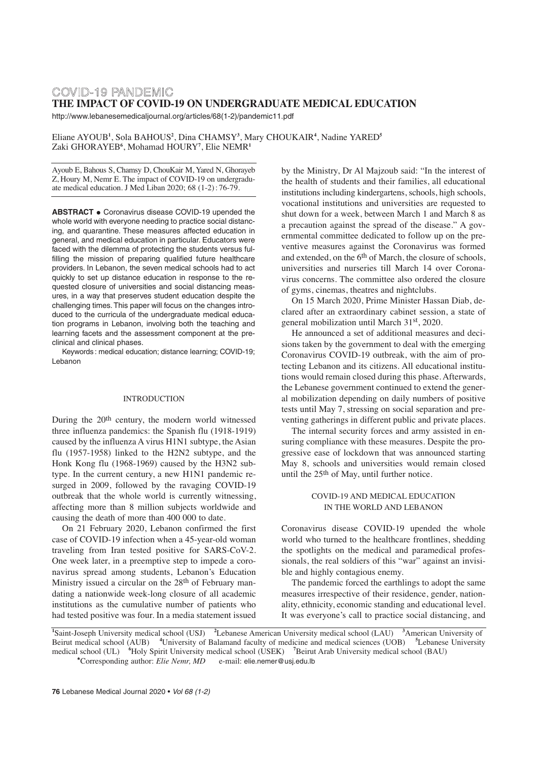COVID-19 PANDEMIC

# THE IMPACT OF COVID-19 ON UNDERGRADUATE MEDICAL EDUCATION

http://www.lebanesemedicaljournal.org/articles/68(1-2)/pandemic11.pdf

Eliane AYOUB[1], Sola BAHOUS[2], Dina CHAMSY[3], Mary CHOUKAIR[4], Nadine YARED[5]
Zaki GHORAYEB[6], Mohamad HOURY[7], Elie NEMR[1]

Ayoub E, Bahous S, Chamsy D, ChouKair M, Yared N, Ghorayeb Z, Houry M, Nemr E. The impact of COVID-19 on undergraduate medical education. J Med Liban 2020; 68 (1-2): 76-79.

**ABSTRACT** • Coronavirus disease COVID-19 upended the whole world with everyone needing to practice social distancing, and quarantine. These measures affected education in general, and medical education in particular. Educators were faced with the dilemma of protecting the students versus fulfilling the mission of preparing qualified future healthcare providers. In Lebanon, the seven medical schools had to act quickly to set up distance education in response to the requested closure of universities and social distancing measures, in a way that preserves student education despite the challenging times. This paper will focus on the changes introduced to the curricula of the undergraduate medical education programs in Lebanon, involving both the teaching and learning facets and the assessment component at the preclinical and clinical phases.

Keywords: medical education; distance learning; COVID-19; Lebanon

## INTRODUCTION

During the 20th century, the modern world witnessed three influenza pandemics: the Spanish flu (1918-1919) caused by the influenza A virus H1N1 subtype, the Asian flu (1957-1958) linked to the H2N2 subtype, and the Honk Kong flu (1968-1969) caused by the H3N2 subtype. In the current century, a new H1N1 pandemic resurged in 2009, followed by the ravaging COVID-19 outbreak that the whole world is currently witnessing, affecting more than 8 million subjects worldwide and causing the death of more than 400 000 to date.

On 21 February 2020, Lebanon confirmed the first case of COVID-19 infection when a 45-year-old woman traveling from Iran tested positive for SARS-CoV-2. One week later, in a preemptive step to impede a coronavirus spread among students, Lebanon's Education Ministry issued a circular on the 28th of February mandating a nationwide week-long closure of all academic institutions as the cumulative number of patients who had tested positive was four. In a media statement issued by the Ministry, Dr Al Majzoub said: "In the interest of the health of students and their families, all educational institutions including kindergartens, schools, high schools, vocational institutions and universities are requested to shut down for a week, between March 1 and March 8 as a precaution against the spread of the disease." A governmental committee dedicated to follow up on the preventive measures against the Coronavirus was formed and extended, on the 6th of March, the closure of schools, universities and nurseries till March 14 over Coronavirus concerns. The committee also ordered the closure of gyms, cinemas, theatres and nightclubs.

On 15 March 2020, Prime Minister Hassan Diab, declared after an extraordinary cabinet session, a state of general mobilization until March 31st, 2020.

He announced a set of additional measures and decisions taken by the government to deal with the emerging Coronavirus COVID-19 outbreak, with the aim of protecting Lebanon and its citizens. All educational institutions would remain closed during this phase. Afterwards, the Lebanese government continued to extend the general mobilization depending on daily numbers of positive tests until May 7, stressing on social separation and preventing gatherings in different public and private places.

The internal security forces and army assisted in ensuring compliance with these measures. Despite the progressive ease of lockdown that was announced starting May 8, schools and universities would remain closed until the 25th of May, until further notice.

## COVID-19 AND MEDICAL EDUCATION IN THE WORLD AND LEBANON

Coronavirus disease COVID-19 upended the whole world who turned to the healthcare frontlines, shedding the spotlights on the medical and paramedical professionals, the real soldiers of this "war" against an invisible and highly contagious enemy.

The pandemic forced the earthlings to adopt the same measures irrespective of their residence, gender, nationality, ethnicity, economic standing and educational level. It was everyone's call to practice social distancing, and

[1]Saint-Joseph University medical school (USJ) [2]Lebanese American University medical school (LAU) [3]American University of Beirut medical school (AUB) [4]University of Balamand faculty of medicine and medical sciences (UOB) [5]Lebanese University medical school (UL) [6]Holy Spirit University medical school (USEK) [7]Beirut Arab University medical school (BAU)

*Corresponding author: *Elie Nemr, MD* e-mail: elie.nemer@usj.edu.lb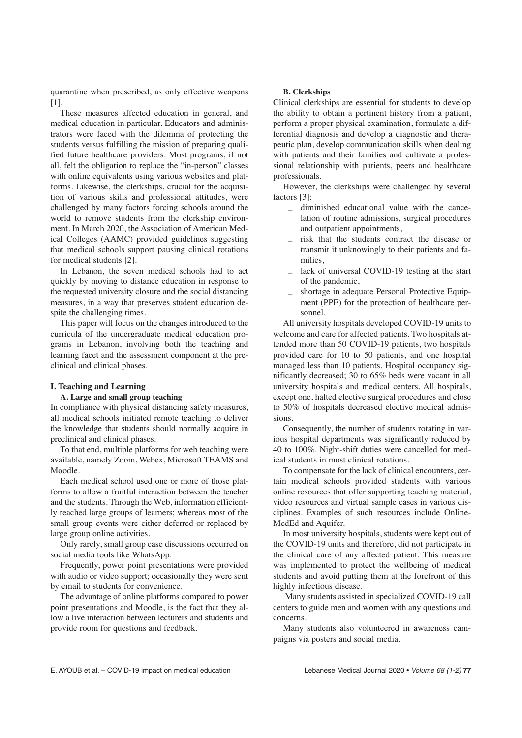quarantine when prescribed, as only effective weapons [1].

These measures affected education in general, and medical education in particular. Educators and administrators were faced with the dilemma of protecting the students versus fulfilling the mission of preparing qualified future healthcare providers. Most programs, if not all, felt the obligation to replace the "in-person" classes with online equivalents using various websites and platforms. Likewise, the clerkships, crucial for the acquisition of various skills and professional attitudes, were challenged by many factors forcing schools around the world to remove students from the clerkship environment. In March 2020, the Association of American Medical Colleges (AAMC) provided guidelines suggesting that medical schools support pausing clinical rotations for medical students [2].

In Lebanon, the seven medical schools had to act quickly by moving to distance education in response to the requested university closure and the social distancing measures, in a way that preserves student education despite the challenging times.

This paper will focus on the changes introduced to the curricula of the undergraduate medical education programs in Lebanon, involving both the teaching and learning facet and the assessment component at the preclinical and clinical phases.

## I. Teaching and Learning

### A. Large and small group teaching

In compliance with physical distancing safety measures, all medical schools initiated remote teaching to deliver the knowledge that students should normally acquire in preclinical and clinical phases.

To that end, multiple platforms for web teaching were available, namely Zoom, Webex, Microsoft TEAMS and Moodle.

Each medical school used one or more of those platforms to allow a fruitful interaction between the teacher and the students. Through the Web, information efficiently reached large groups of learners; whereas most of the small group events were either deferred or replaced by large group online activities.

Only rarely, small group case discussions occurred on social media tools like WhatsApp.

Frequently, power point presentations were provided with audio or video support; occasionally they were sent by email to students for convenience.

The advantage of online platforms compared to power point presentations and Moodle, is the fact that they allow a live interaction between lecturers and students and provide room for questions and feedback.

### B. Clerkships

Clinical clerkships are essential for students to develop the ability to obtain a pertinent history from a patient, perform a proper physical examination, formulate a differential diagnosis and develop a diagnostic and therapeutic plan, develop communication skills when dealing with patients and their families and cultivate a professional relationship with patients, peers and healthcare professionals.

However, the clerkships were challenged by several factors [3]:

- diminished educational value with the cancelation of routine admissions, surgical procedures and outpatient appointments,
- risk that the students contract the disease or transmit it unknowingly to their patients and families,
- lack of universal COVID-19 testing at the start of the pandemic,
- shortage in adequate Personal Protective Equipment (PPE) for the protection of healthcare personnel.

All university hospitals developed COVID-19 units to welcome and care for affected patients. Two hospitals attended more than 50 COVID-19 patients, two hospitals provided care for 10 to 50 patients, and one hospital managed less than 10 patients. Hospital occupancy significantly decreased; 30 to 65% beds were vacant in all university hospitals and medical centers. All hospitals, except one, halted elective surgical procedures and close to 50% of hospitals decreased elective medical admissions.

Consequently, the number of students rotating in various hospital departments was significantly reduced by 40 to 100%. Night-shift duties were cancelled for medical students in most clinical rotations.

To compensate for the lack of clinical encounters, certain medical schools provided students with various online resources that offer supporting teaching material, video resources and virtual sample cases in various disciplines. Examples of such resources include Online-MedEd and Aquifer.

In most university hospitals, students were kept out of the COVID-19 units and therefore, did not participate in the clinical care of any affected patient. This measure was implemented to protect the wellbeing of medical students and avoid putting them at the forefront of this highly infectious disease.

Many students assisted in specialized COVID-19 call centers to guide men and women with any questions and concerns.

Many students also volunteered in awareness campaigns via posters and social media.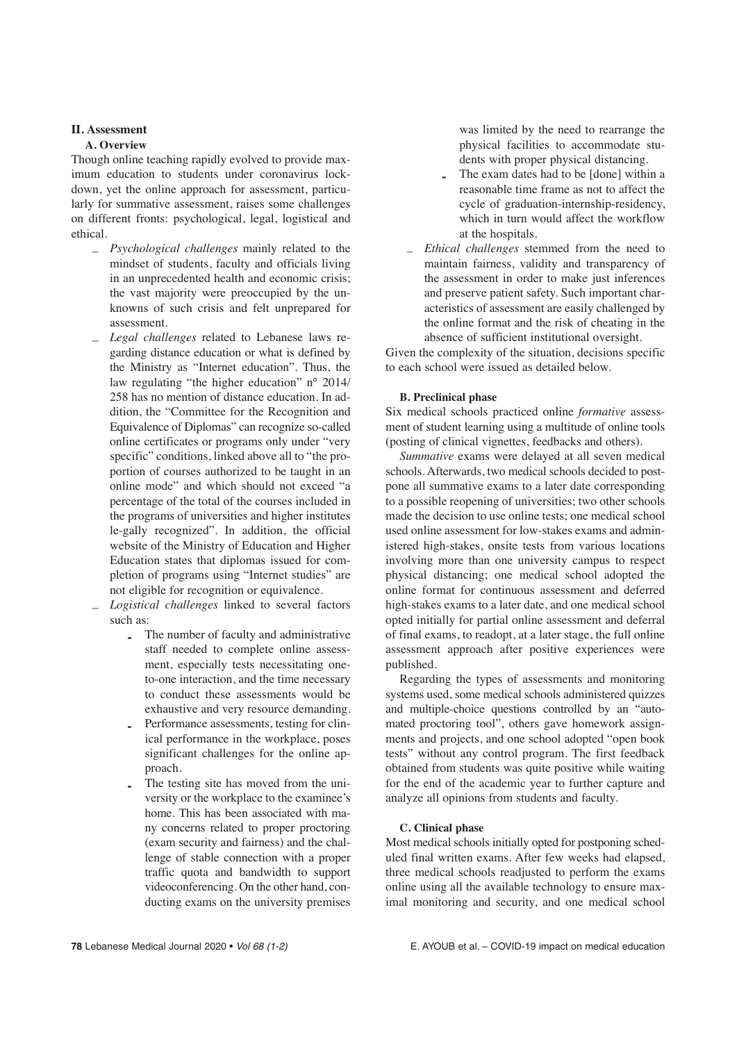## II. Assessment

### A. Overview

Though online teaching rapidly evolved to provide maximum education to students under coronavirus lockdown, yet the online approach for assessment, particularly for summative assessment, raises some challenges on different fronts: psychological, legal, logistical and ethical.

- *Psychological challenges* mainly related to the mindset of students, faculty and officials living in an unprecedented health and economic crisis; the vast majority were preoccupied by the unknowns of such crisis and felt unprepared for assessment.
- *Legal challenges* related to Lebanese laws regarding distance education or what is defined by the Ministry as "Internet education". Thus, the law regulating "the higher education" n° 2014/ 258 has no mention of distance education. In addition, the "Committee for the Recognition and Equivalence of Diplomas" can recognize so-called online certificates or programs only under "very specific" conditions, linked above all to "the proportion of courses authorized to be taught in an online mode" and which should not exceed "a percentage of the total of the courses included in the programs of universities and higher institutes le-gally recognized". In addition, the official website of the Ministry of Education and Higher Education states that diplomas issued for completion of programs using "Internet studies" are not eligible for recognition or equivalence.
- *Logistical challenges* linked to several factors such as:
  - The number of faculty and administrative staff needed to complete online assessment, especially tests necessitating one-to-one interaction, and the time necessary to conduct these assessments would be exhaustive and very resource demanding.
  - Performance assessments, testing for clinical performance in the workplace, poses significant challenges for the online approach.
  - The testing site has moved from the university or the workplace to the examinee's home. This has been associated with many concerns related to proper proctoring (exam security and fairness) and the challenge of stable connection with a proper traffic quota and bandwidth to support videoconferencing. On the other hand, conducting exams on the university premises was limited by the need to rearrange the physical facilities to accommodate students with proper physical distancing.
  - The exam dates had to be [done] within a reasonable time frame as not to affect the cycle of graduation-internship-residency, which in turn would affect the workflow at the hospitals.
- *Ethical challenges* stemmed from the need to maintain fairness, validity and transparency of the assessment in order to make just inferences and preserve patient safety. Such important characteristics of assessment are easily challenged by the online format and the risk of cheating in the absence of sufficient institutional oversight.

Given the complexity of the situation, decisions specific to each school were issued as detailed below.

### B. Preclinical phase

Six medical schools practiced online *formative* assessment of student learning using a multitude of online tools (posting of clinical vignettes, feedbacks and others).

*Summative* exams were delayed at all seven medical schools. Afterwards, two medical schools decided to postpone all summative exams to a later date corresponding to a possible reopening of universities; two other schools made the decision to use online tests; one medical school used online assessment for low-stakes exams and administered high-stakes, onsite tests from various locations involving more than one university campus to respect physical distancing; one medical school adopted the online format for continuous assessment and deferred high-stakes exams to a later date, and one medical school opted initially for partial online assessment and deferral of final exams, to readopt, at a later stage, the full online assessment approach after positive experiences were published.

Regarding the types of assessments and monitoring systems used, some medical schools administered quizzes and multiple-choice questions controlled by an "automated proctoring tool", others gave homework assignments and projects, and one school adopted "open book tests" without any control program. The first feedback obtained from students was quite positive while waiting for the end of the academic year to further capture and analyze all opinions from students and faculty.

### C. Clinical phase

Most medical schools initially opted for postponing scheduled final written exams. After few weeks had elapsed, three medical schools readjusted to perform the exams online using all the available technology to ensure maximal monitoring and security, and one medical school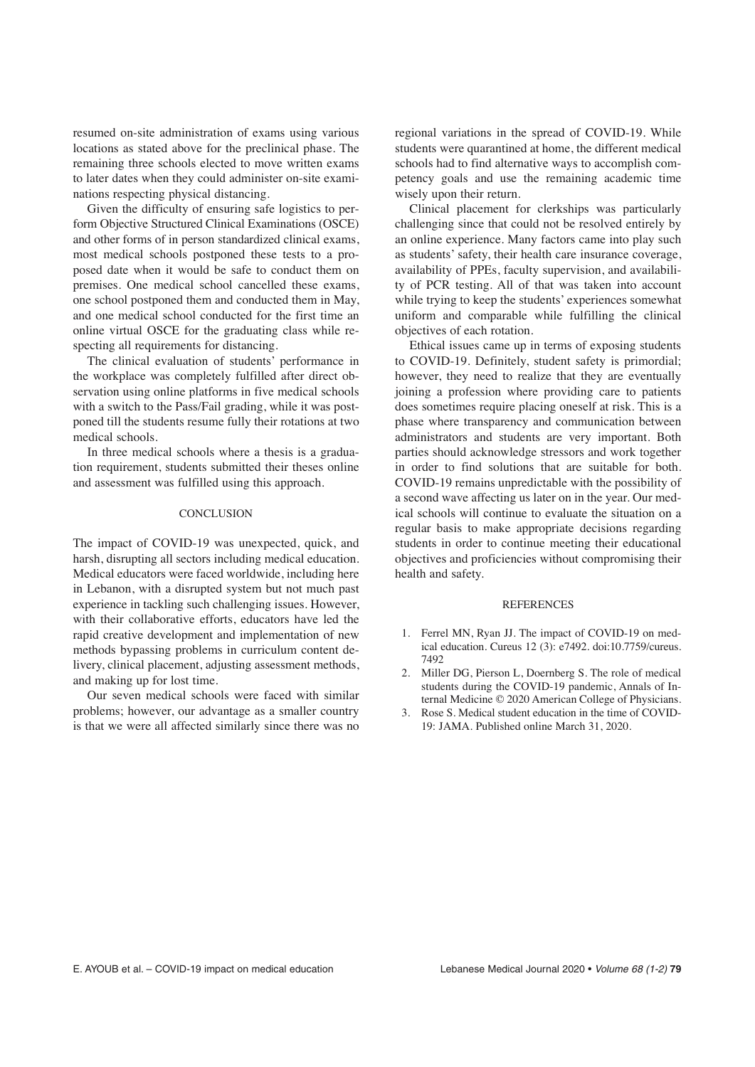resumed on-site administration of exams using various locations as stated above for the preclinical phase. The remaining three schools elected to move written exams to later dates when they could administer on-site examinations respecting physical distancing.

Given the difficulty of ensuring safe logistics to perform Objective Structured Clinical Examinations (OSCE) and other forms of in person standardized clinical exams, most medical schools postponed these tests to a proposed date when it would be safe to conduct them on premises. One medical school cancelled these exams, one school postponed them and conducted them in May, and one medical school conducted for the first time an online virtual OSCE for the graduating class while respecting all requirements for distancing.

The clinical evaluation of students' performance in the workplace was completely fulfilled after direct observation using online platforms in five medical schools with a switch to the Pass/Fail grading, while it was postponed till the students resume fully their rotations at two medical schools.

In three medical schools where a thesis is a graduation requirement, students submitted their theses online and assessment was fulfilled using this approach.

## CONCLUSION

The impact of COVID-19 was unexpected, quick, and harsh, disrupting all sectors including medical education. Medical educators were faced worldwide, including here in Lebanon, with a disrupted system but not much past experience in tackling such challenging issues. However, with their collaborative efforts, educators have led the rapid creative development and implementation of new methods bypassing problems in curriculum content delivery, clinical placement, adjusting assessment methods, and making up for lost time.

Our seven medical schools were faced with similar problems; however, our advantage as a smaller country is that we were all affected similarly since there was no regional variations in the spread of COVID-19. While students were quarantined at home, the different medical schools had to find alternative ways to accomplish competency goals and use the remaining academic time wisely upon their return.

Clinical placement for clerkships was particularly challenging since that could not be resolved entirely by an online experience. Many factors came into play such as students' safety, their health care insurance coverage, availability of PPEs, faculty supervision, and availability of PCR testing. All of that was taken into account while trying to keep the students' experiences somewhat uniform and comparable while fulfilling the clinical objectives of each rotation.

Ethical issues came up in terms of exposing students to COVID-19. Definitely, student safety is primordial; however, they need to realize that they are eventually joining a profession where providing care to patients does sometimes require placing oneself at risk. This is a phase where transparency and communication between administrators and students are very important. Both parties should acknowledge stressors and work together in order to find solutions that are suitable for both. COVID-19 remains unpredictable with the possibility of a second wave affecting us later on in the year. Our medical schools will continue to evaluate the situation on a regular basis to make appropriate decisions regarding students in order to continue meeting their educational objectives and proficiencies without compromising their health and safety.

## REFERENCES

1. Ferrel MN, Ryan JJ. The impact of COVID-19 on medical education. Cureus 12 (3): e7492. doi:10.7759/cureus.7492
2. Miller DG, Pierson L, Doernberg S. The role of medical students during the COVID-19 pandemic, Annals of Internal Medicine © 2020 American College of Physicians.
3. Rose S. Medical student education in the time of COVID-19: JAMA. Published online March 31, 2020.